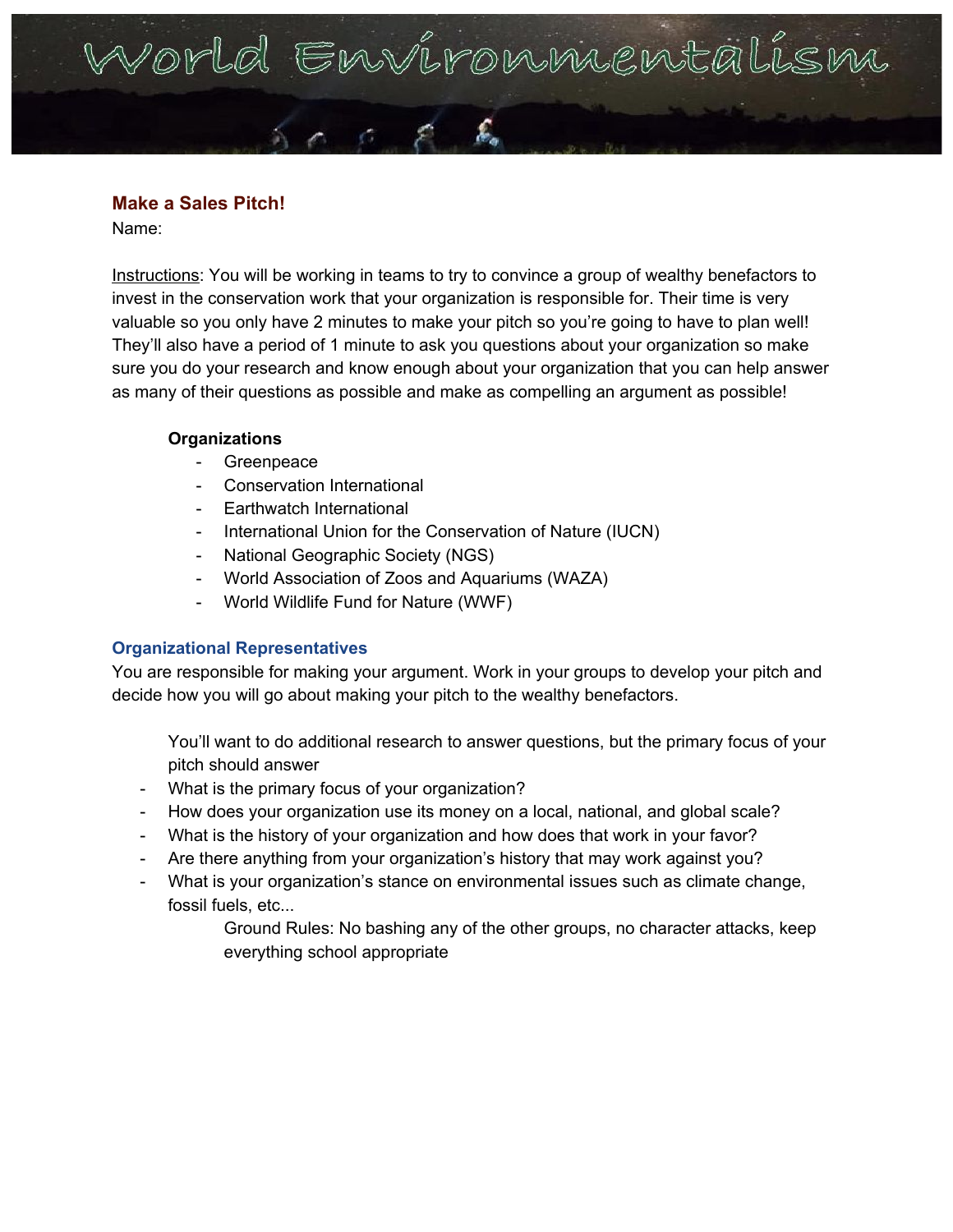# World Environmentalism

## Make a Sales Pitch!

Name:

Instructions: You will be working in teams to try to convince a group of wealthy benefactors to invest in the conservation work that your organization is responsible for. Their time is very valuable so you only have 2 minutes to make your pitch so you're going to have to plan well! They'll also have a period of 1 minute to ask you questions about your organization so make sure you do your research and know enough about your organization that you can help answer as many of their questions as possible and make as compelling an argument as possible!

**Organizations**

- Greenpeace
- Conservation International
- Earthwatch International
- International Union for the Conservation of Nature (IUCN)
- National Geographic Society (NGS)
- World Association of Zoos and Aquariums (WAZA)
- World Wildlife Fund for Nature (WWF)

### Organizational Representatives

You are responsible for making your argument. Work in your groups to develop your pitch and decide how you will go about making your pitch to the wealthy benefactors.

You'll want to do additional research to answer questions, but the primary focus of your pitch should answer

- What is the primary focus of your organization?
- How does your organization use its money on a local, national, and global scale?
- What is the history of your organization and how does that work in your favor?
- Are there anything from your organization's history that may work against you?
- What is your organization's stance on environmental issues such as climate change, fossil fuels, etc...

Ground Rules: No bashing any of the other groups, no character attacks, keep everything school appropriate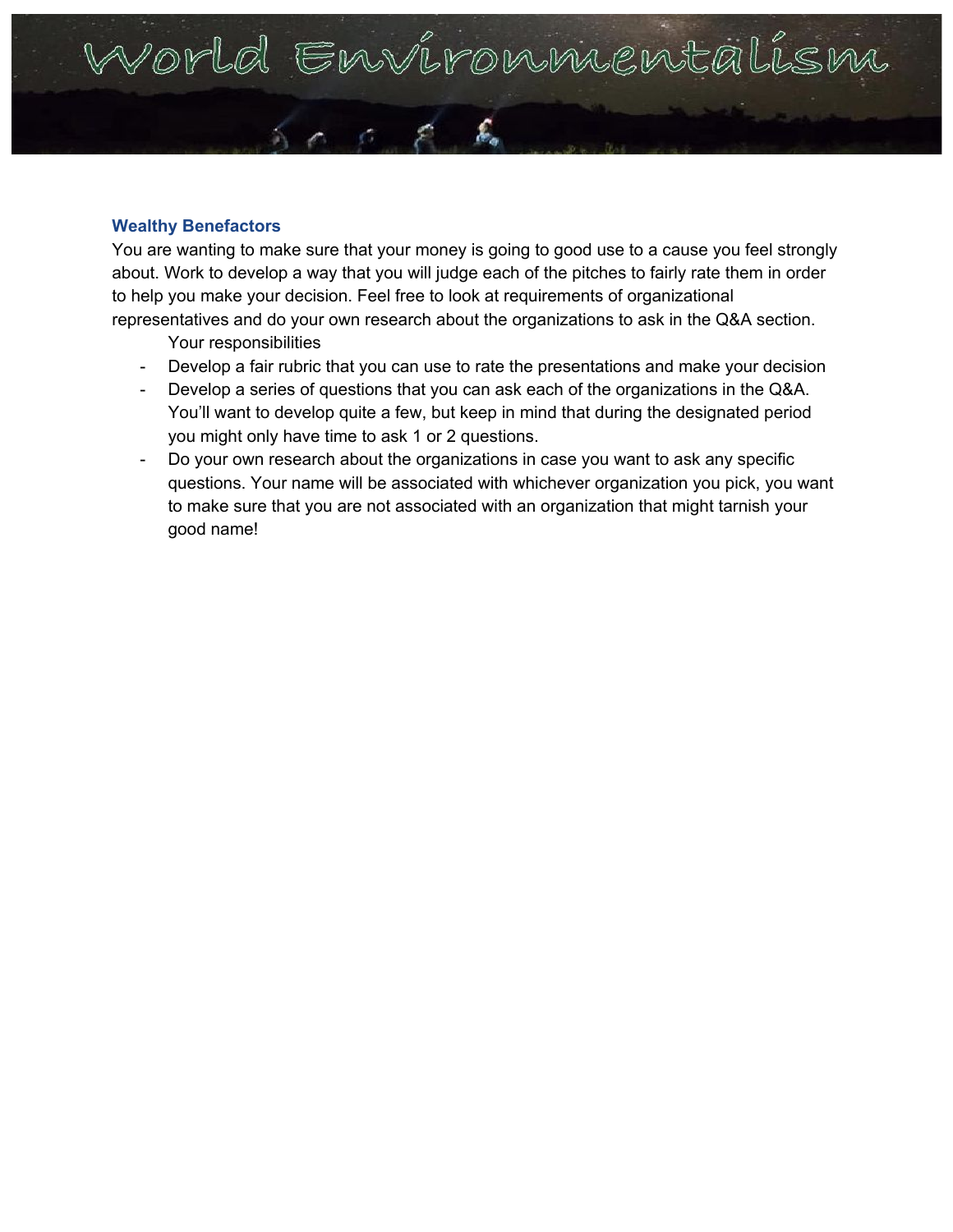# World Environmentalism

### Wealthy Benefactors

You are wanting to make sure that your money is going to good use to a cause you feel strongly about. Work to develop a way that you will judge each of the pitches to fairly rate them in order to help you make your decision. Feel free to look at requirements of organizational representatives and do your own research about the organizations to ask in the Q&A section.

Your responsibilities

- Develop a fair rubric that you can use to rate the presentations and make your decision
- Develop a series of questions that you can ask each of the organizations in the Q&A. You'll want to develop quite a few, but keep in mind that during the designated period you might only have time to ask 1 or 2 questions.
- Do your own research about the organizations in case you want to ask any specific questions. Your name will be associated with whichever organization you pick, you want to make sure that you are not associated with an organization that might tarnish your good name!